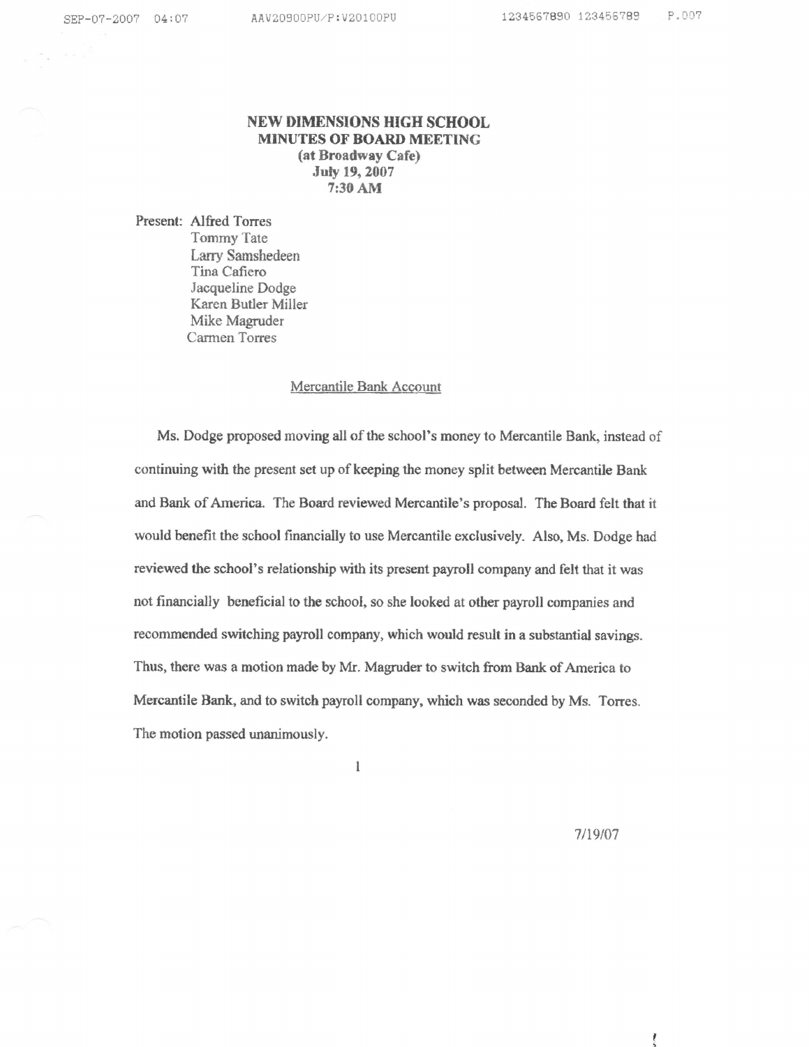# NEW DIMENSIONS HIGH SCHOOL
## MINUTES OF BOARD MEETING
**(at Broadway Cafe)**
**July 19, 2007**
**7:30 AM**

Present: Alfred Torres
Tommy Tate
Larry Samshedeen
Tina Cafiero
Jacqueline Dodge
Karen Butler Miller
Mike Magruder
Carmen Torres

### Mercantile Bank Account

Ms. Dodge proposed moving all of the school's money to Mercantile Bank, instead of continuing with the present set up of keeping the money split between Mercantile Bank and Bank of America. The Board reviewed Mercantile's proposal. The Board felt that it would benefit the school financially to use Mercantile exclusively. Also, Ms. Dodge had reviewed the school's relationship with its present payroll company and felt that it was not financially beneficial to the school, so she looked at other payroll companies and recommended switching payroll company, which would result in a substantial savings. Thus, there was a motion made by Mr. Magruder to switch from Bank of America to Mercantile Bank, and to switch payroll company, which was seconded by Ms. Torres. The motion passed unanimously.

7/19/07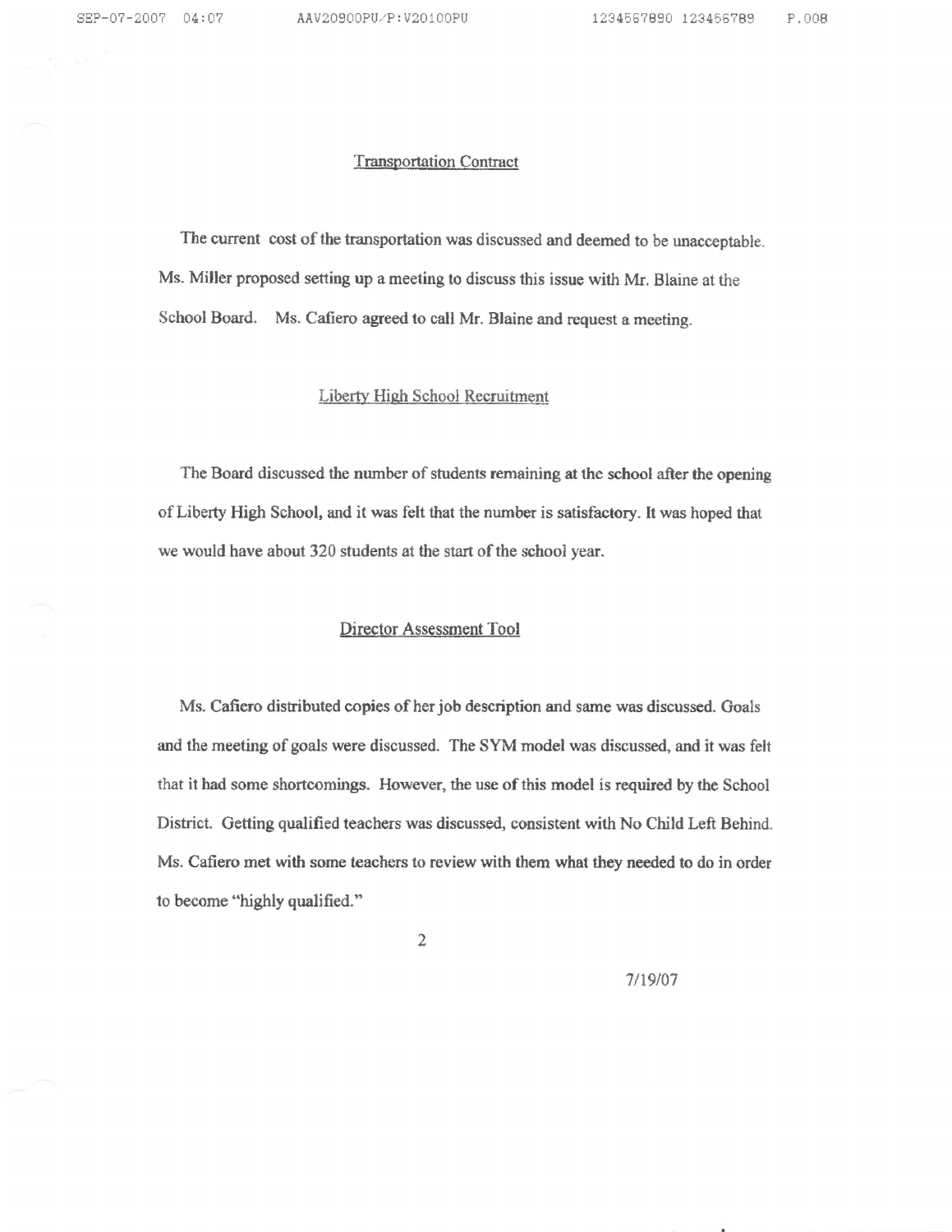## Transportation Contract

The current cost of the transportation was discussed and deemed to be unacceptable. Ms. Miller proposed setting up a meeting to discuss this issue with Mr. Blaine at the School Board. Ms. Cafiero agreed to call Mr. Blaine and request a meeting.

## Liberty High School Recruitment

The Board discussed the number of students remaining at the school after the opening of Liberty High School, and it was felt that the number is satisfactory. It was hoped that we would have about 320 students at the start of the school year.

## Director Assessment Tool

Ms. Cafiero distributed copies of her job description and same was discussed. Goals and the meeting of goals were discussed. The SYM model was discussed, and it was felt that it had some shortcomings. However, the use of this model is required by the School District. Getting qualified teachers was discussed, consistent with No Child Left Behind. Ms. Cafiero met with some teachers to review with them what they needed to do in order to become "highly qualified."

7/19/07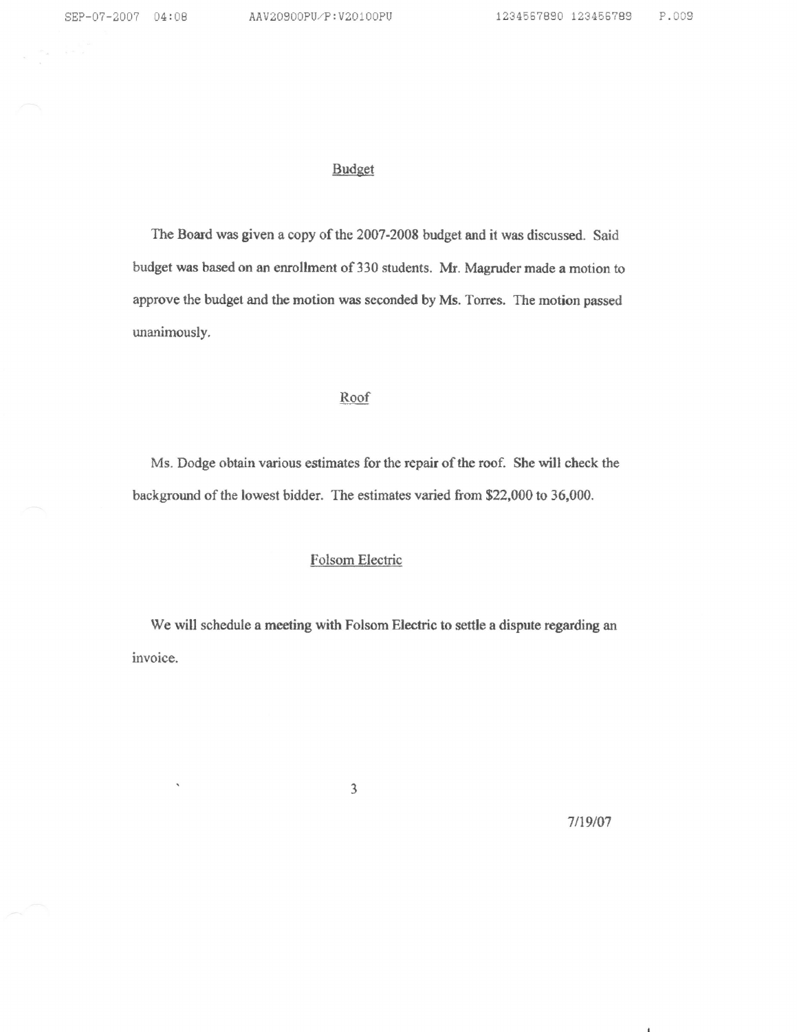## Budget

The Board was given a copy of the 2007-2008 budget and it was discussed. Said budget was based on an enrollment of 330 students. Mr. Magruder made a motion to approve the budget and the motion was seconded by Ms. Torres. The motion passed unanimously.

## Roof

Ms. Dodge obtain various estimates for the repair of the roof. She will check the background of the lowest bidder. The estimates varied from $22,000 to 36,000.

## Folsom Electric

We will schedule a meeting with Folsom Electric to settle a dispute regarding an invoice.

7/19/07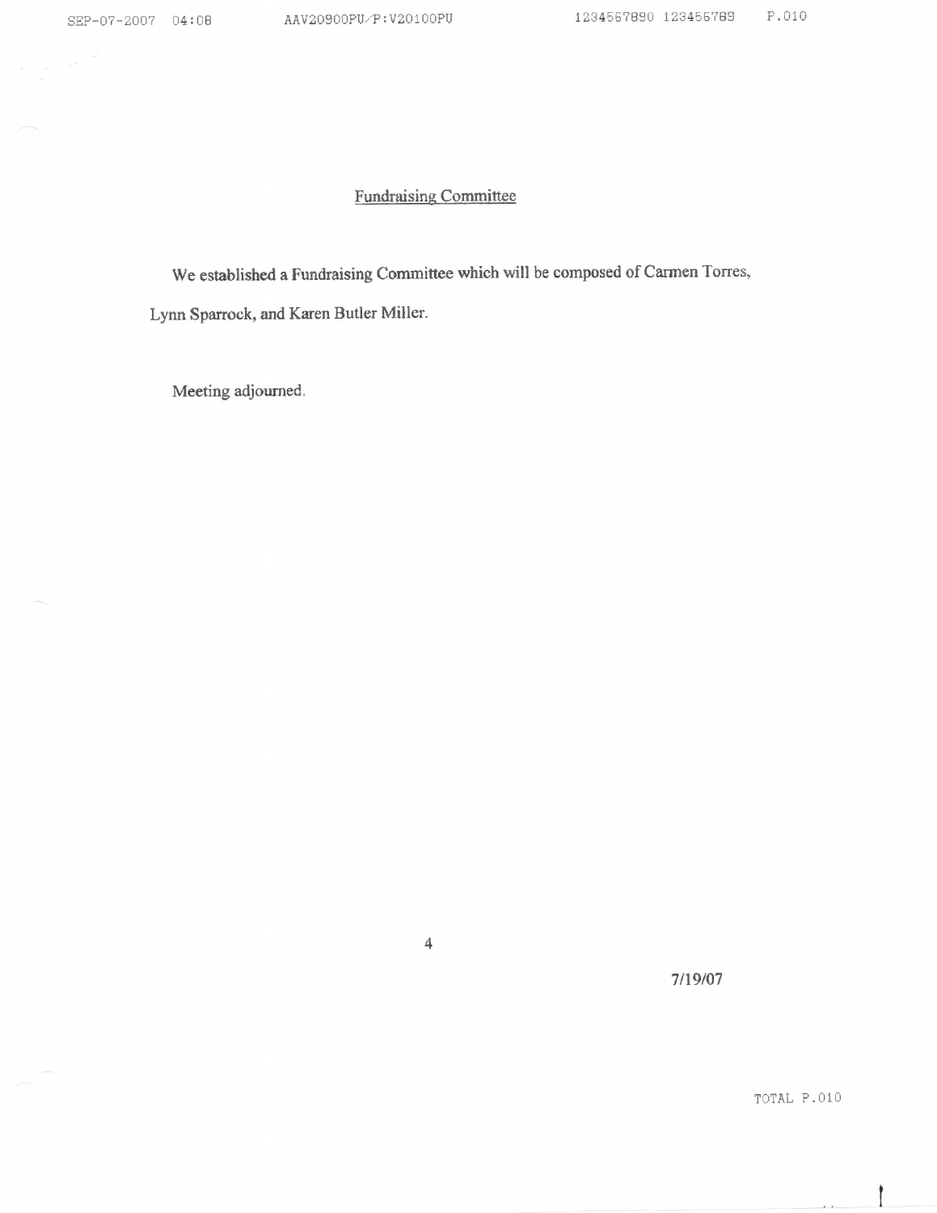## Fundraising Committee

We established a Fundraising Committee which will be composed of Carmen Torres, Lynn Sparrock, and Karen Butler Miller.

Meeting adjourned.

7/19/07